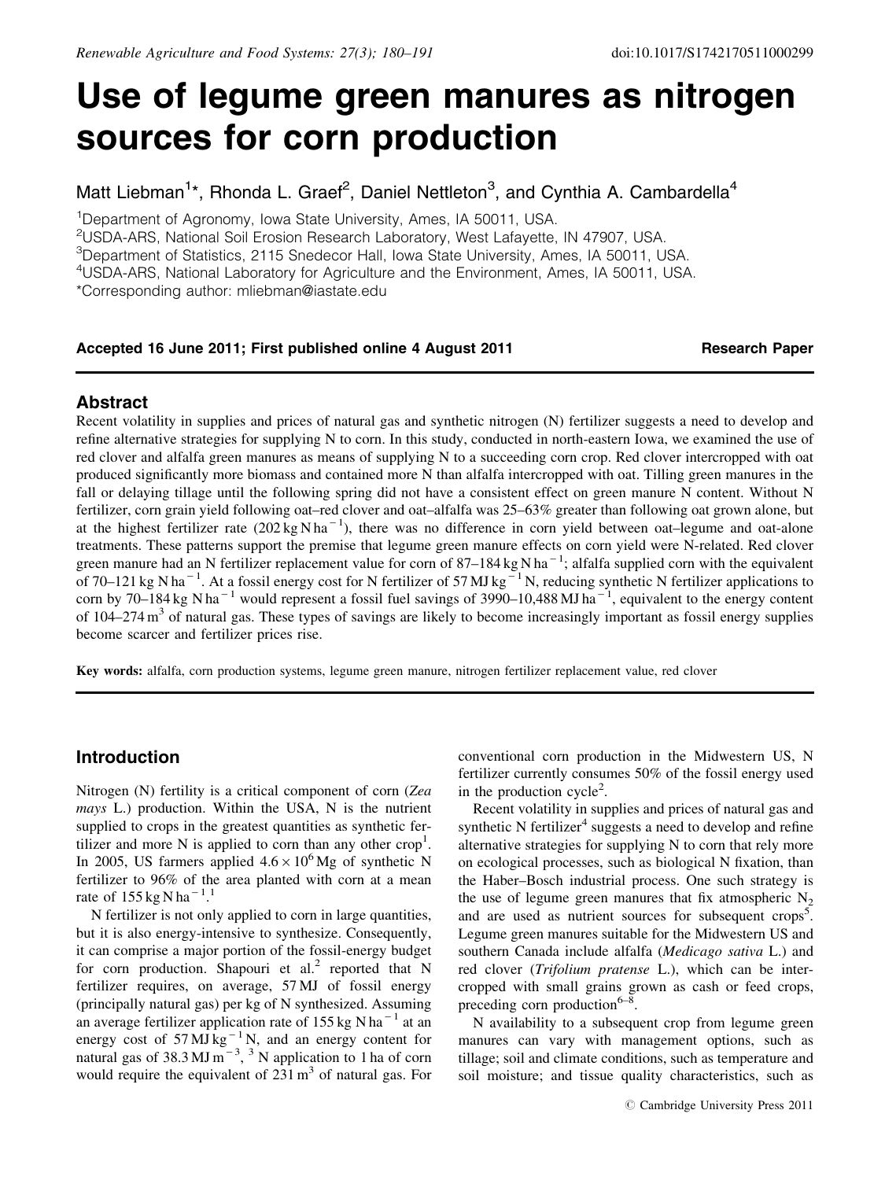# Use of legume green manures as nitrogen sources for corn production

Matt Liebman[1]*, Rhonda L. Graef[2], Daniel Nettleton[3], and Cynthia A. Cambardella[4]

[1]Department of Agronomy, Iowa State University, Ames, IA 50011, USA.
[2]USDA-ARS, National Soil Erosion Research Laboratory, West Lafayette, IN 47907, USA.
[3]Department of Statistics, 2115 Snedecor Hall, Iowa State University, Ames, IA 50011, USA.
[4]USDA-ARS, National Laboratory for Agriculture and the Environment, Ames, IA 50011, USA.
*Corresponding author: mliebman@iastate.edu

**Accepted 16 June 2011; First published online 4 August 2011** **Research Paper**

## Abstract

Recent volatility in supplies and prices of natural gas and synthetic nitrogen (N) fertilizer suggests a need to develop and refine alternative strategies for supplying N to corn. In this study, conducted in north-eastern Iowa, we examined the use of red clover and alfalfa green manures as means of supplying N to a succeeding corn crop. Red clover intercropped with oat produced significantly more biomass and contained more N than alfalfa intercropped with oat. Tilling green manures in the fall or delaying tillage until the following spring did not have a consistent effect on green manure N content. Without N fertilizer, corn grain yield following oat–red clover and oat–alfalfa was 25–63% greater than following oat grown alone, but at the highest fertilizer rate ($202\,kg\,N\,ha^{-1}$), there was no difference in corn yield between oat–legume and oat-alone treatments. These patterns support the premise that legume green manure effects on corn yield were N-related. Red clover green manure had an N fertilizer replacement value for corn of $87–184\,kg\,N\,ha^{-1}$; alfalfa supplied corn with the equivalent of $70–121\,kg\,N\,ha^{-1}$. At a fossil energy cost for N fertilizer of $57\,MJ\,kg^{-1}$ N, reducing synthetic N fertilizer applications to corn by $70–184\,kg\,N\,ha^{-1}$ would represent a fossil fuel savings of $3990–10{,}488\,MJ\,ha^{-1}$, equivalent to the energy content of $104–274\,m^3$ of natural gas. These types of savings are likely to become increasingly important as fossil energy supplies become scarcer and fertilizer prices rise.

**Key words:** alfalfa, corn production systems, legume green manure, nitrogen fertilizer replacement value, red clover

## Introduction

Nitrogen (N) fertility is a critical component of corn (*Zea mays* L.) production. Within the USA, N is the nutrient supplied to crops in the greatest quantities as synthetic fertilizer and more N is applied to corn than any other crop[1]. In 2005, US farmers applied $4.6 \times 10^6$ Mg of synthetic N fertilizer to 96% of the area planted with corn at a mean rate of $155\,kg\,N\,ha^{-1}$.[1]

N fertilizer is not only applied to corn in large quantities, but it is also energy-intensive to synthesize. Consequently, it can comprise a major portion of the fossil-energy budget for corn production. Shapouri et al.[2] reported that N fertilizer requires, on average, 57 MJ of fossil energy (principally natural gas) per kg of N synthesized. Assuming an average fertilizer application rate of $155\,kg\,N\,ha^{-1}$ at an energy cost of $57\,MJ\,kg^{-1}$ N, and an energy content for natural gas of $38.3\,MJ\,m^{-3}$, [3] N application to 1 ha of corn would require the equivalent of $231\,m^3$ of natural gas. For conventional corn production in the Midwestern US, N fertilizer currently consumes 50% of the fossil energy used in the production cycle[2].

Recent volatility in supplies and prices of natural gas and synthetic N fertilizer[4] suggests a need to develop and refine alternative strategies for supplying N to corn that rely more on ecological processes, such as biological N fixation, than the Haber–Bosch industrial process. One such strategy is the use of legume green manures that fix atmospheric $N_2$ and are used as nutrient sources for subsequent crops[5]. Legume green manures suitable for the Midwestern US and southern Canada include alfalfa (*Medicago sativa* L.) and red clover (*Trifolium pratense* L.), which can be intercropped with small grains grown as cash or feed crops, preceding corn production[6–8].

N availability to a subsequent crop from legume green manures can vary with management options, such as tillage; soil and climate conditions, such as temperature and soil moisture; and tissue quality characteristics, such as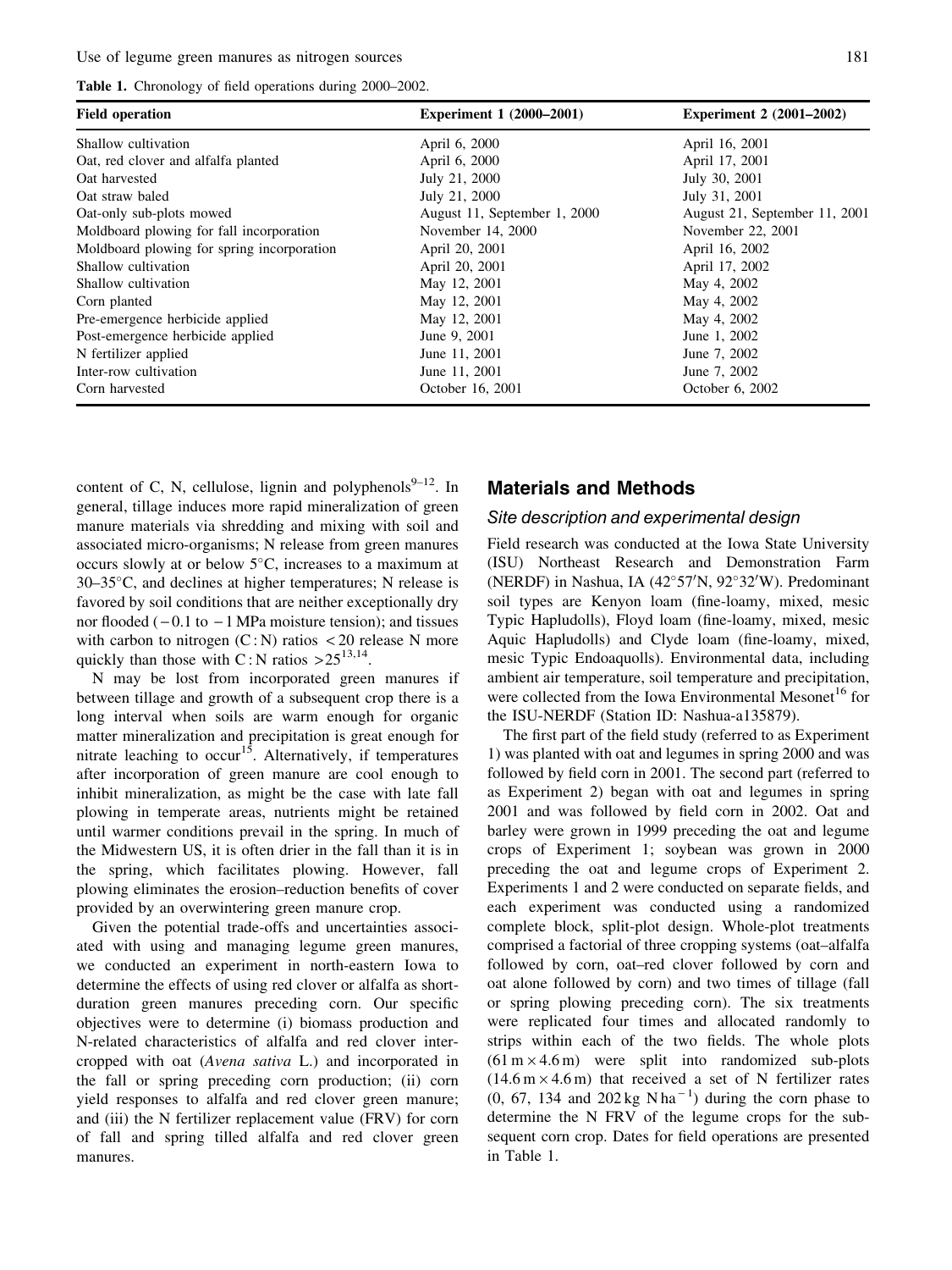**Table 1.** Chronology of field operations during 2000–2002.

| Field operation | Experiment 1 (2000–2001) | Experiment 2 (2001–2002) |
|---|---|---|
| Shallow cultivation | April 6, 2000 | April 16, 2001 |
| Oat, red clover and alfalfa planted | April 6, 2000 | April 17, 2001 |
| Oat harvested | July 21, 2000 | July 30, 2001 |
| Oat straw baled | July 21, 2000 | July 31, 2001 |
| Oat-only sub-plots mowed | August 11, September 1, 2000 | August 21, September 11, 2001 |
| Moldboard plowing for fall incorporation | November 14, 2000 | November 22, 2001 |
| Moldboard plowing for spring incorporation | April 20, 2001 | April 16, 2002 |
| Shallow cultivation | April 20, 2001 | April 17, 2002 |
| Shallow cultivation | May 12, 2001 | May 4, 2002 |
| Corn planted | May 12, 2001 | May 4, 2002 |
| Pre-emergence herbicide applied | May 12, 2001 | May 4, 2002 |
| Post-emergence herbicide applied | June 9, 2001 | June 1, 2002 |
| N fertilizer applied | June 11, 2001 | June 7, 2002 |
| Inter-row cultivation | June 11, 2001 | June 7, 2002 |
| Corn harvested | October 16, 2001 | October 6, 2002 |

content of C, N, cellulose, lignin and polyphenols[9–12]. In general, tillage induces more rapid mineralization of green manure materials via shredding and mixing with soil and associated micro-organisms; N release from green manures occurs slowly at or below 5°C, increases to a maximum at 30–35°C, and declines at higher temperatures; N release is favored by soil conditions that are neither exceptionally dry nor flooded (−0.1 to −1 MPa moisture tension); and tissues with carbon to nitrogen (C:N) ratios <20 release N more quickly than those with C:N ratios >25[13,14].

N may be lost from incorporated green manures if between tillage and growth of a subsequent crop there is a long interval when soils are warm enough for organic matter mineralization and precipitation is great enough for nitrate leaching to occur[15]. Alternatively, if temperatures after incorporation of green manure are cool enough to inhibit mineralization, as might be the case with late fall plowing in temperate areas, nutrients might be retained until warmer conditions prevail in the spring. In much of the Midwestern US, it is often drier in the fall than it is in the spring, which facilitates plowing. However, fall plowing eliminates the erosion–reduction benefits of cover provided by an overwintering green manure crop.

Given the potential trade-offs and uncertainties associated with using and managing legume green manures, we conducted an experiment in north-eastern Iowa to determine the effects of using red clover or alfalfa as short-duration green manures preceding corn. Our specific objectives were to determine (i) biomass production and N-related characteristics of alfalfa and red clover intercropped with oat (*Avena sativa* L.) and incorporated in the fall or spring preceding corn production; (ii) corn yield responses to alfalfa and red clover green manure; and (iii) the N fertilizer replacement value (FRV) for corn of fall and spring tilled alfalfa and red clover green manures.

## Materials and Methods

### Site description and experimental design

Field research was conducted at the Iowa State University (ISU) Northeast Research and Demonstration Farm (NERDF) in Nashua, IA (42°57′N, 92°32′W). Predominant soil types are Kenyon loam (fine-loamy, mixed, mesic Typic Hapludolls), Floyd loam (fine-loamy, mixed, mesic Aquic Hapludolls) and Clyde loam (fine-loamy, mixed, mesic Typic Endoaquolls). Environmental data, including ambient air temperature, soil temperature and precipitation, were collected from the Iowa Environmental Mesonet[16] for the ISU-NERDF (Station ID: Nashua-a135879).

The first part of the field study (referred to as Experiment 1) was planted with oat and legumes in spring 2000 and was followed by field corn in 2001. The second part (referred to as Experiment 2) began with oat and legumes in spring 2001 and was followed by field corn in 2002. Oat and barley were grown in 1999 preceding the oat and legume crops of Experiment 1; soybean was grown in 2000 preceding the oat and legume crops of Experiment 2. Experiments 1 and 2 were conducted on separate fields, and each experiment was conducted using a randomized complete block, split-plot design. Whole-plot treatments comprised a factorial of three cropping systems (oat–alfalfa followed by corn, oat–red clover followed by corn and oat alone followed by corn) and two times of tillage (fall or spring plowing preceding corn). The six treatments were replicated four times and allocated randomly to strips within each of the two fields. The whole plots (61 m × 4.6 m) were split into randomized sub-plots (14.6 m × 4.6 m) that received a set of N fertilizer rates (0, 67, 134 and 202 kg N ha$^{-1}$) during the corn phase to determine the N FRV of the legume crops for the subsequent corn crop. Dates for field operations are presented in Table 1.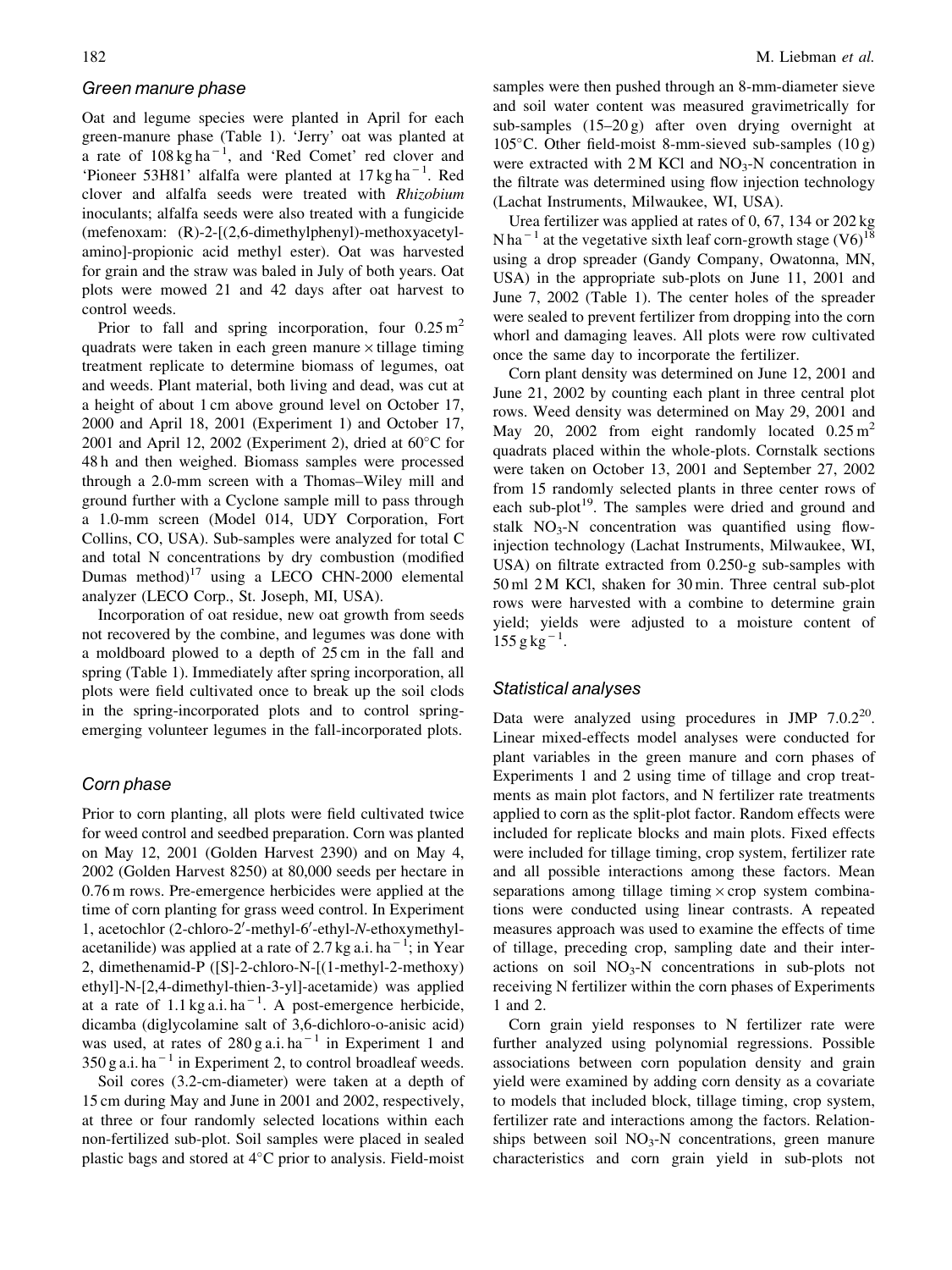### Green manure phase

Oat and legume species were planted in April for each green-manure phase (Table 1). 'Jerry' oat was planted at a rate of $108\,kg\,ha^{-1}$, and 'Red Comet' red clover and 'Pioneer 53H81' alfalfa were planted at $17\,kg\,ha^{-1}$. Red clover and alfalfa seeds were treated with *Rhizobium* inoculants; alfalfa seeds were also treated with a fungicide (mefenoxam: (R)-2-[(2,6-dimethylphenyl)-methoxyacetyl-amino]-propionic acid methyl ester). Oat was harvested for grain and the straw was baled in July of both years. Oat plots were mowed 21 and 42 days after oat harvest to control weeds.

Prior to fall and spring incorporation, four $0.25\,m^2$ quadrats were taken in each green manure × tillage timing treatment replicate to determine biomass of legumes, oat and weeds. Plant material, both living and dead, was cut at a height of about 1 cm above ground level on October 17, 2000 and April 18, 2001 (Experiment 1) and October 17, 2001 and April 12, 2002 (Experiment 2), dried at 60°C for 48 h and then weighed. Biomass samples were processed through a 2.0-mm screen with a Thomas–Wiley mill and ground further with a Cyclone sample mill to pass through a 1.0-mm screen (Model 014, UDY Corporation, Fort Collins, CO, USA). Sub-samples were analyzed for total C and total N concentrations by dry combustion (modified Dumas method)[17] using a LECO CHN-2000 elemental analyzer (LECO Corp., St. Joseph, MI, USA).

Incorporation of oat residue, new oat growth from seeds not recovered by the combine, and legumes was done with a moldboard plowed to a depth of 25 cm in the fall and spring (Table 1). Immediately after spring incorporation, all plots were field cultivated once to break up the soil clods in the spring-incorporated plots and to control spring-emerging volunteer legumes in the fall-incorporated plots.

### Corn phase

Prior to corn planting, all plots were field cultivated twice for weed control and seedbed preparation. Corn was planted on May 12, 2001 (Golden Harvest 2390) and on May 4, 2002 (Golden Harvest 8250) at 80,000 seeds per hectare in 0.76 m rows. Pre-emergence herbicides were applied at the time of corn planting for grass weed control. In Experiment 1, acetochlor (2-chloro-2′-methyl-6′-ethyl-*N*-ethoxymethyl-acetanilide) was applied at a rate of $2.7\,kg\,a.i.\,ha^{-1}$; in Year 2, dimethenamid-P ([S]-2-chloro-N-[(1-methyl-2-methoxy) ethyl]-N-[2,4-dimethyl-thien-3-yl]-acetamide) was applied at a rate of $1.1\,kg\,a.i.\,ha^{-1}$. A post-emergence herbicide, dicamba (diglycolamine salt of 3,6-dichloro-o-anisic acid) was used, at rates of $280\,g\,a.i.\,ha^{-1}$ in Experiment 1 and $350\,g\,a.i.\,ha^{-1}$ in Experiment 2, to control broadleaf weeds.

Soil cores (3.2-cm-diameter) were taken at a depth of 15 cm during May and June in 2001 and 2002, respectively, at three or four randomly selected locations within each non-fertilized sub-plot. Soil samples were placed in sealed plastic bags and stored at 4°C prior to analysis. Field-moist samples were then pushed through an 8-mm-diameter sieve and soil water content was measured gravimetrically for sub-samples (15–20 g) after oven drying overnight at 105°C. Other field-moist 8-mm-sieved sub-samples (10 g) were extracted with 2 M KCl and $NO_3$-N concentration in the filtrate was determined using flow injection technology (Lachat Instruments, Milwaukee, WI, USA).

Urea fertilizer was applied at rates of 0, 67, 134 or 202 kg $N\,ha^{-1}$ at the vegetative sixth leaf corn-growth stage (V6)[18] using a drop spreader (Gandy Company, Owatonna, MN, USA) in the appropriate sub-plots on June 11, 2001 and June 7, 2002 (Table 1). The center holes of the spreader were sealed to prevent fertilizer from dropping into the corn whorl and damaging leaves. All plots were row cultivated once the same day to incorporate the fertilizer.

Corn plant density was determined on June 12, 2001 and June 21, 2002 by counting each plant in three central plot rows. Weed density was determined on May 29, 2001 and May 20, 2002 from eight randomly located $0.25\,m^2$ quadrats placed within the whole-plots. Cornstalk sections were taken on October 13, 2001 and September 27, 2002 from 15 randomly selected plants in three center rows of each sub-plot[19]. The samples were dried and ground and stalk $NO_3$-N concentration was quantified using flow-injection technology (Lachat Instruments, Milwaukee, WI, USA) on filtrate extracted from 0.250-g sub-samples with 50 ml 2 M KCl, shaken for 30 min. Three central sub-plot rows were harvested with a combine to determine grain yield; yields were adjusted to a moisture content of $155\,g\,kg^{-1}$.

### Statistical analyses

Data were analyzed using procedures in JMP 7.0.2[20]. Linear mixed-effects model analyses were conducted for plant variables in the green manure and corn phases of Experiments 1 and 2 using time of tillage and crop treatments as main plot factors, and N fertilizer rate treatments applied to corn as the split-plot factor. Random effects were included for replicate blocks and main plots. Fixed effects were included for tillage timing, crop system, fertilizer rate and all possible interactions among these factors. Mean separations among tillage timing × crop system combinations were conducted using linear contrasts. A repeated measures approach was used to examine the effects of time of tillage, preceding crop, sampling date and their interactions on soil $NO_3$-N concentrations in sub-plots not receiving N fertilizer within the corn phases of Experiments 1 and 2.

Corn grain yield responses to N fertilizer rate were further analyzed using polynomial regressions. Possible associations between corn population density and grain yield were examined by adding corn density as a covariate to models that included block, tillage timing, crop system, fertilizer rate and interactions among the factors. Relationships between soil $NO_3$-N concentrations, green manure characteristics and corn grain yield in sub-plots not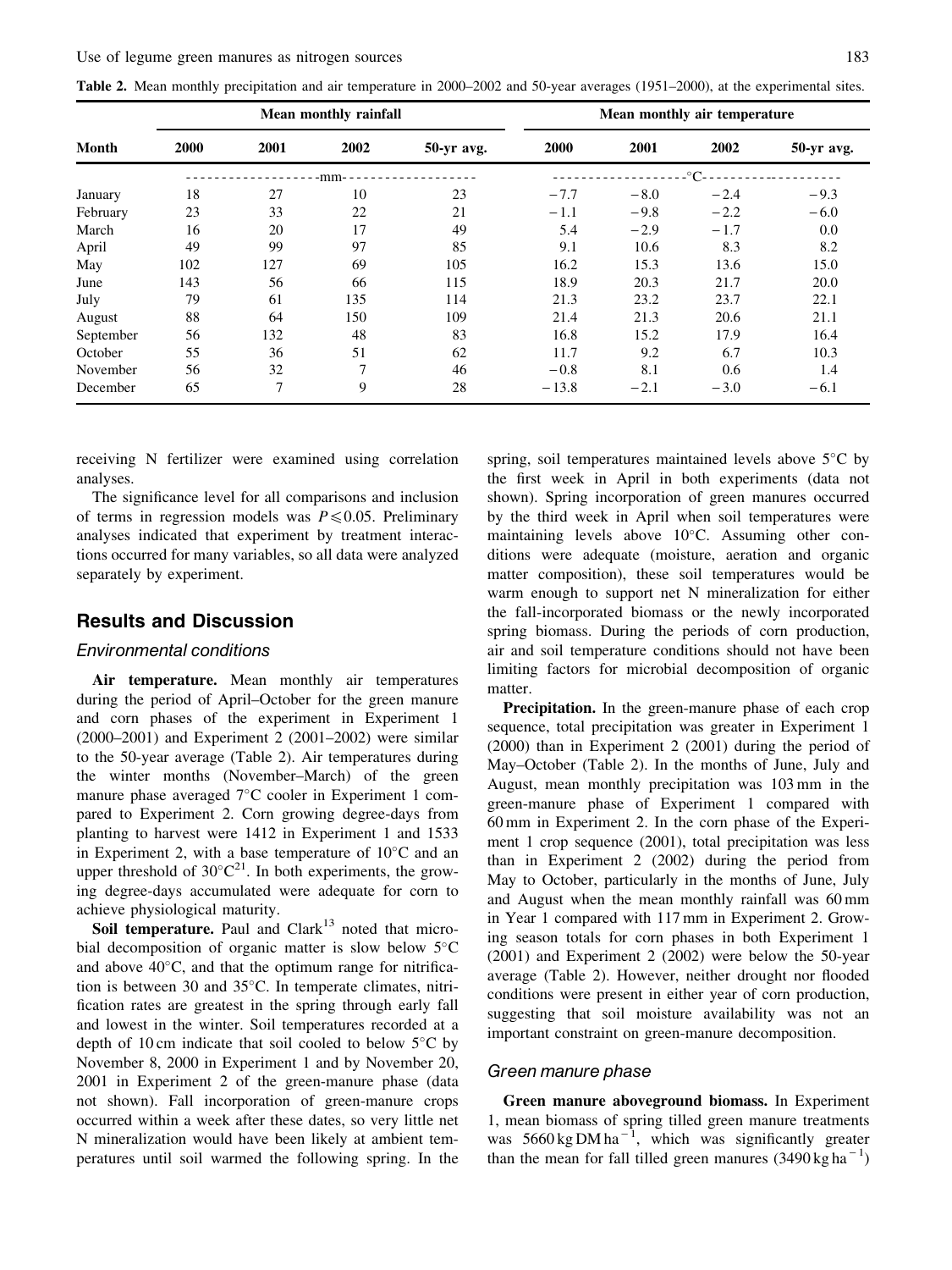**Table 2.** Mean monthly precipitation and air temperature in 2000–2002 and 50-year averages (1951–2000), at the experimental sites.

| Month | Mean monthly rainfall | | | | Mean monthly air temperature | | | |
|---|---|---|---|---|---|---|---|---|
| | 2000 | 2001 | 2002 | 50-yr avg. | 2000 | 2001 | 2002 | 50-yr avg. |
| | mm | | | | °C | | | |
| January | 18 | 27 | 10 | 23 | −7.7 | −8.0 | −2.4 | −9.3 |
| February | 23 | 33 | 22 | 21 | −1.1 | −9.8 | −2.2 | −6.0 |
| March | 16 | 20 | 17 | 49 | 5.4 | −2.9 | −1.7 | 0.0 |
| April | 49 | 99 | 127 | 85 | 9.1 | 10.6 | 8.3 | 8.2 |
| May | 102 | 127 | 69 | 105 | 16.2 | 15.3 | 13.6 | 15.0 |
| June | 143 | 56 | 66 | 115 | 18.9 | 20.3 | 21.7 | 20.0 |
| July | 79 | 61 | 135 | 114 | 21.3 | 23.2 | 23.7 | 22.1 |
| August | 88 | 64 | 150 | 109 | 21.4 | 21.3 | 20.6 | 21.1 |
| September | 56 | 132 | 48 | 83 | 16.8 | 15.2 | 17.9 | 16.4 |
| October | 55 | 36 | 51 | 62 | 11.7 | 9.2 | 6.7 | 10.3 |
| November | 56 | 32 | 7 | 46 | −0.8 | 8.1 | 0.6 | 1.4 |
| December | 65 | 7 | 9 | 28 | −13.8 | −2.1 | −3.0 | −6.1 |

receiving N fertilizer were examined using correlation analyses.

The significance level for all comparisons and inclusion of terms in regression models was $P \leqslant 0.05$. Preliminary analyses indicated that experiment by treatment interactions occurred for many variables, so all data were analyzed separately by experiment.

## Results and Discussion

### Environmental conditions

**Air temperature.** Mean monthly air temperatures during the period of April–October for the green manure and corn phases of the experiment in Experiment 1 (2000–2001) and Experiment 2 (2001–2002) were similar to the 50-year average (Table 2). Air temperatures during the winter months (November–March) of the green manure phase averaged 7°C cooler in Experiment 1 compared to Experiment 2. Corn growing degree-days from planting to harvest were 1412 in Experiment 1 and 1533 in Experiment 2, with a base temperature of 10°C and an upper threshold of 30°C[21]. In both experiments, the growing degree-days accumulated were adequate for corn to achieve physiological maturity.

**Soil temperature.** Paul and Clark[13] noted that microbial decomposition of organic matter is slow below 5°C and above 40°C, and that the optimum range for nitrification is between 30 and 35°C. In temperate climates, nitrification rates are greatest in the spring through early fall and lowest in the winter. Soil temperatures recorded at a depth of 10 cm indicate that soil cooled to below 5°C by November 8, 2000 in Experiment 1 and by November 20, 2001 in Experiment 2 of the green-manure phase (data not shown). Fall incorporation of green-manure crops occurred within a week after these dates, so very little net N mineralization would have been likely at ambient temperatures until soil warmed the following spring. In the spring, soil temperatures maintained levels above 5°C by the first week in April in both experiments (data not shown). Spring incorporation of green manures occurred by the third week in April when soil temperatures were maintaining levels above 10°C. Assuming other conditions were adequate (moisture, aeration and organic matter composition), these soil temperatures would be warm enough to support net N mineralization for either the fall-incorporated biomass or the newly incorporated spring biomass. During the periods of corn production, air and soil temperature conditions should not have been limiting factors for microbial decomposition of organic matter.

**Precipitation.** In the green-manure phase of each crop sequence, total precipitation was greater in Experiment 1 (2000) than in Experiment 2 (2001) during the period of May–October (Table 2). In the months of June, July and August, mean monthly precipitation was 103 mm in the green-manure phase of Experiment 1 compared with 60 mm in Experiment 2. In the corn phase of the Experiment 1 crop sequence (2001), total precipitation was less than in Experiment 2 (2002) during the period from May to October, particularly in the months of June, July and August when the mean monthly rainfall was 60 mm in Year 1 compared with 117 mm in Experiment 2. Growing season totals for corn phases in both Experiment 1 (2001) and Experiment 2 (2002) were below the 50-year average (Table 2). However, neither drought nor flooded conditions were present in either year of corn production, suggesting that soil moisture availability was not an important constraint on green-manure decomposition.

### Green manure phase

**Green manure aboveground biomass.** In Experiment 1, mean biomass of spring tilled green manure treatments was 5660 kg DM ha$^{-1}$, which was significantly greater than the mean for fall tilled green manures (3490 kg ha$^{-1}$)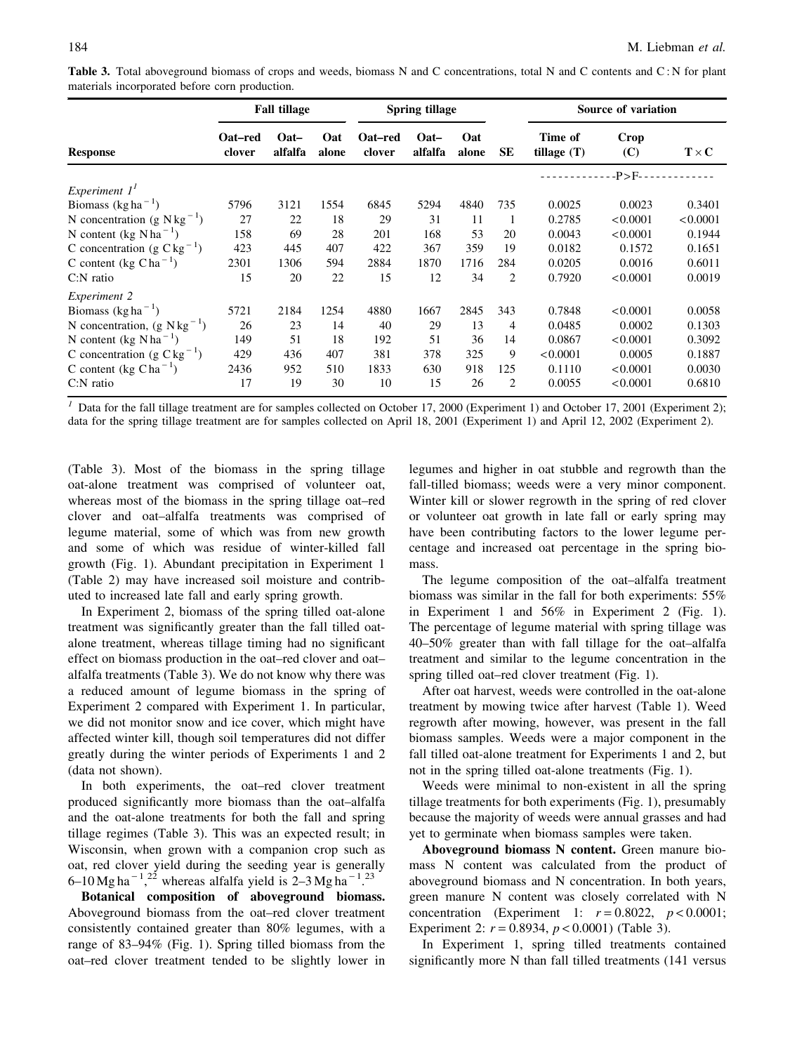**Table 3.** Total aboveground biomass of crops and weeds, biomass N and C concentrations, total N and C contents and C : N for plant materials incorporated before corn production.

| | Fall tillage | | | Spring tillage | | | | Source of variation | | |
|---|---|---|---|---|---|---|---|---|---|---|
| Response | Oat–red clover | Oat–alfalfa | Oat alone | Oat–red clover | Oat–alfalfa | Oat alone | SE | Time of tillage (T) | Crop (C) | T × C |
| | | | | | | | | -P>F- | | |
| *Experiment 1*[1] | | | | | | | | | | |
| Biomass (kg ha$^{-1}$) | 5796 | 3121 | 1554 | 6845 | 5294 | 4840 | 735 | 0.0025 | 0.0023 | 0.3401 |
| N concentration (g N kg$^{-1}$) | 27 | 22 | 18 | 29 | 31 | 11 | 1 | 0.2785 | <0.0001 | <0.0001 |
| N content (kg N ha$^{-1}$) | 158 | 69 | 28 | 201 | 168 | 53 | 20 | 0.0043 | <0.0001 | 0.1944 |
| C concentration (g C kg$^{-1}$) | 423 | 445 | 407 | 422 | 367 | 359 | 19 | 0.0182 | 0.1572 | 0.1651 |
| C content (kg C ha$^{-1}$) | 2301 | 1306 | 594 | 2884 | 1870 | 1716 | 284 | 0.0205 | 0.0016 | 0.6011 |
| C:N ratio | 15 | 20 | 22 | 15 | 12 | 34 | 2 | 0.7920 | <0.0001 | 0.0019 |
| *Experiment 2* | | | | | | | | | | |
| Biomass (kg ha$^{-1}$) | 5721 | 2184 | 1254 | 4880 | 1667 | 2845 | 343 | 0.7848 | <0.0001 | 0.0058 |
| N concentration, (g N kg$^{-1}$) | 26 | 23 | 14 | 40 | 29 | 13 | 4 | 0.0485 | 0.0002 | 0.1303 |
| N content (kg N ha$^{-1}$) | 149 | 51 | 18 | 192 | 51 | 36 | 14 | 0.0867 | <0.0001 | 0.3092 |
| C concentration (g C kg$^{-1}$) | 429 | 436 | 407 | 381 | 378 | 325 | 9 | <0.0001 | 0.0005 | 0.1887 |
| C content (kg C ha$^{-1}$) | 2436 | 952 | 510 | 1833 | 630 | 918 | 125 | 0.1110 | <0.0001 | 0.0030 |
| C:N ratio | 17 | 19 | 30 | 10 | 15 | 26 | 2 | 0.0055 | <0.0001 | 0.6810 |

[1] Data for the fall tillage treatment are for samples collected on October 17, 2000 (Experiment 1) and October 17, 2001 (Experiment 2); data for the spring tillage treatment are for samples collected on April 18, 2001 (Experiment 1) and April 12, 2002 (Experiment 2).

(Table 3). Most of the biomass in the spring tillage oat-alone treatment was comprised of volunteer oat, whereas most of the biomass in the spring tillage oat–red clover and oat–alfalfa treatments was comprised of legume material, some of which was from new growth and some of which was residue of winter-killed fall growth (Fig. 1). Abundant precipitation in Experiment 1 (Table 2) may have increased soil moisture and contributed to increased late fall and early spring growth.

In Experiment 2, biomass of the spring tilled oat-alone treatment was significantly greater than the fall tilled oat-alone treatment, whereas tillage timing had no significant effect on biomass production in the oat–red clover and oat–alfalfa treatments (Table 3). We do not know why there was a reduced amount of legume biomass in the spring of Experiment 2 compared with Experiment 1. In particular, we did not monitor snow and ice cover, which might have affected winter kill, though soil temperatures did not differ greatly during the winter periods of Experiments 1 and 2 (data not shown).

In both experiments, the oat–red clover treatment produced significantly more biomass than the oat–alfalfa and the oat-alone treatments for both the fall and spring tillage regimes (Table 3). This was an expected result; in Wisconsin, when grown with a companion crop such as oat, red clover yield during the seeding year is generally 6–10 Mg ha$^{-1}$,[22] whereas alfalfa yield is 2–3 Mg ha$^{-1}$.[23]

**Botanical composition of aboveground biomass.** Aboveground biomass from the oat–red clover treatment consistently contained greater than 80% legumes, with a range of 83–94% (Fig. 1). Spring tilled biomass from the oat–red clover treatment tended to be slightly lower in legumes and higher in oat stubble and regrowth than the fall-tilled biomass; weeds were a very minor component. Winter kill or slower regrowth in the spring of red clover or volunteer oat growth in late fall or early spring may have been contributing factors to the lower legume percentage and increased oat percentage in the spring biomass.

The legume composition of the oat–alfalfa treatment biomass was similar in the fall for both experiments: 55% in Experiment 1 and 56% in Experiment 2 (Fig. 1). The percentage of legume material with spring tillage was 40–50% greater than with fall tillage for the oat–alfalfa treatment and similar to the legume concentration in the spring tilled oat–red clover treatment (Fig. 1).

After oat harvest, weeds were controlled in the oat-alone treatment by mowing twice after harvest (Table 1). Weed regrowth after mowing, however, was present in the fall biomass samples. Weeds were a major component in the fall tilled oat-alone treatment for Experiments 1 and 2, but not in the spring tilled oat-alone treatments (Fig. 1).

Weeds were minimal to non-existent in all the spring tillage treatments for both experiments (Fig. 1), presumably because the majority of weeds were annual grasses and had yet to germinate when biomass samples were taken.

**Aboveground biomass N content.** Green manure biomass N content was calculated from the product of aboveground biomass and N concentration. In both years, green manure N content was closely correlated with N concentration (Experiment 1: $r = 0.8022$, $p < 0.0001$; Experiment 2: $r = 0.8934$, $p < 0.0001$) (Table 3).

In Experiment 1, spring tilled treatments contained significantly more N than fall tilled treatments (141 versus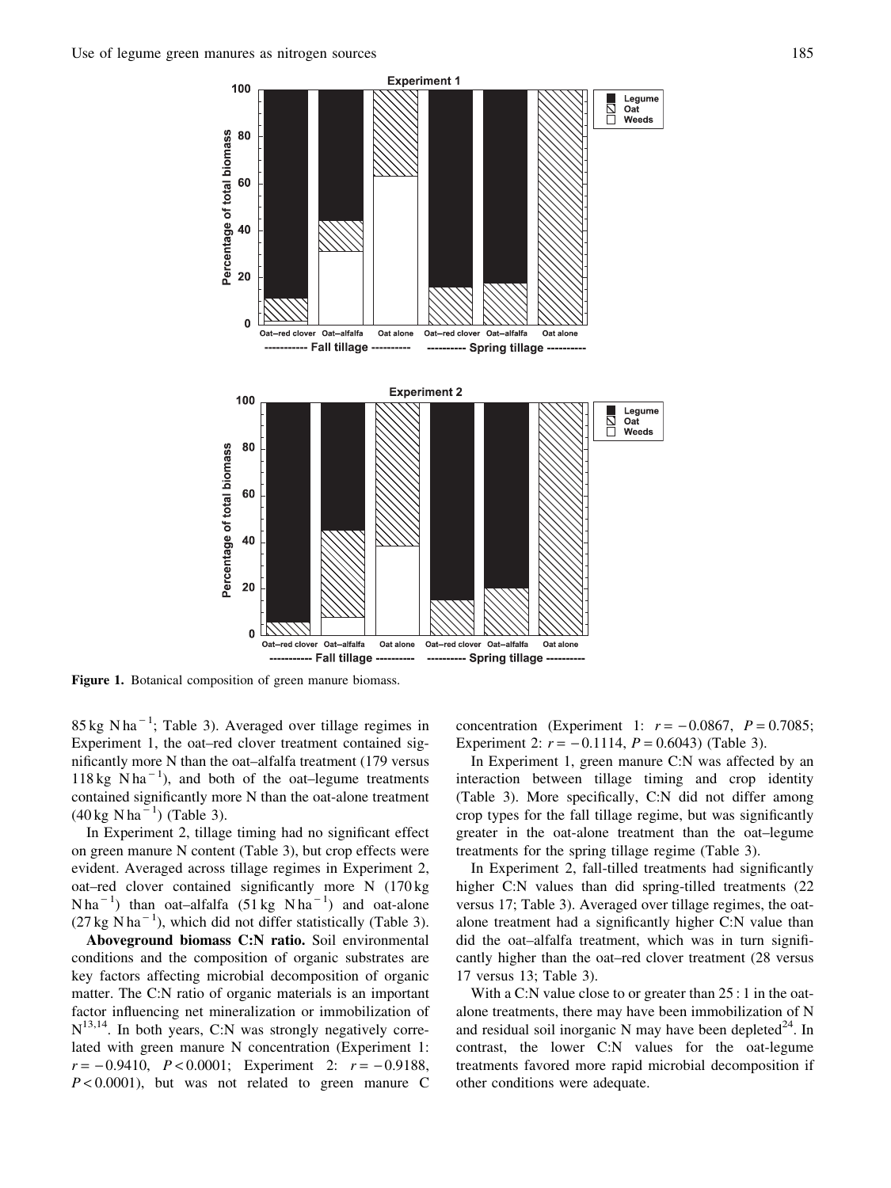Figure 1. Botanical composition of green manure biomass.

85 kg N ha$^{-1}$; Table 3). Averaged over tillage regimes in Experiment 1, the oat–red clover treatment contained significantly more N than the oat–alfalfa treatment (179 versus 118 kg N ha$^{-1}$), and both of the oat–legume treatments contained significantly more N than the oat-alone treatment (40 kg N ha$^{-1}$) (Table 3).

In Experiment 2, tillage timing had no significant effect on green manure N content (Table 3), but crop effects were evident. Averaged across tillage regimes in Experiment 2, oat–red clover contained significantly more N (170 kg N ha$^{-1}$) than oat–alfalfa (51 kg N ha$^{-1}$) and oat-alone (27 kg N ha$^{-1}$), which did not differ statistically (Table 3).

**Aboveground biomass C:N ratio.** Soil environmental conditions and the composition of organic substrates are key factors affecting microbial decomposition of organic matter. The C:N ratio of organic materials is an important factor influencing net mineralization or immobilization of N[13,14]. In both years, C:N was strongly negatively correlated with green manure N concentration (Experiment 1: $r = -0.9410$, $P < 0.0001$; Experiment 2: $r = -0.9188$, $P < 0.0001$), but was not related to green manure C concentration (Experiment 1: $r = -0.0867$, $P = 0.7085$; Experiment 2: $r = -0.1114$, $P = 0.6043$) (Table 3).

In Experiment 1, green manure C:N was affected by an interaction between tillage timing and crop identity (Table 3). More specifically, C:N did not differ among crop types for the fall tillage regime, but was significantly greater in the oat-alone treatment than the oat–legume treatments for the spring tillage regime (Table 3).

In Experiment 2, fall-tilled treatments had significantly higher C:N values than did spring-tilled treatments (22 versus 17; Table 3). Averaged over tillage regimes, the oat-alone treatment had a significantly higher C:N value than did the oat–alfalfa treatment, which was in turn significantly higher than the oat–red clover treatment (28 versus 17 versus 13; Table 3).

With a C:N value close to or greater than 25 : 1 in the oat-alone treatments, there may have been immobilization of N and residual soil inorganic N may have been depleted[24]. In contrast, the lower C:N values for the oat-legume treatments favored more rapid microbial decomposition if other conditions were adequate.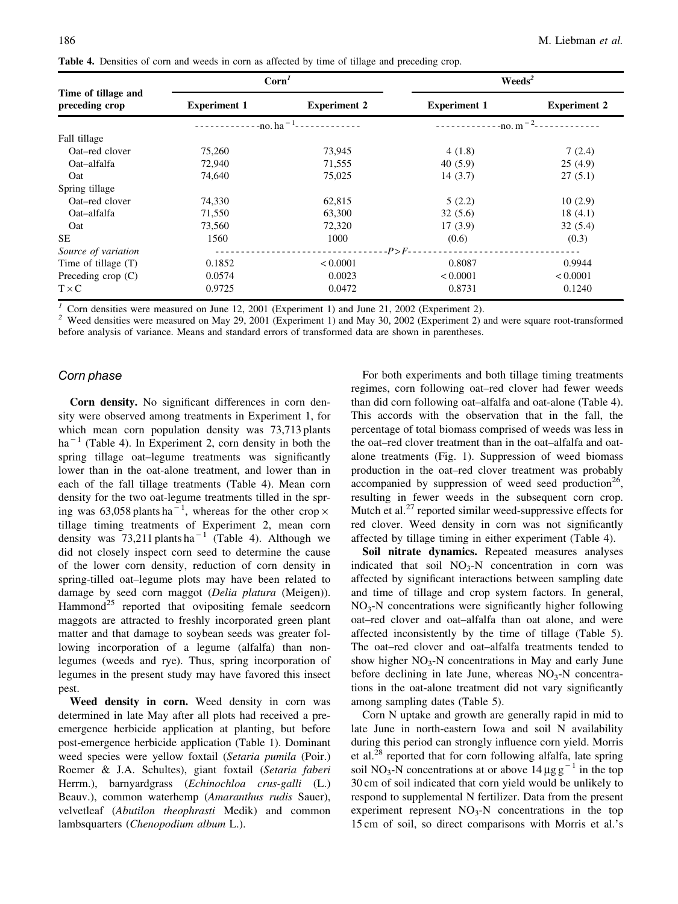**Table 4.** Densities of corn and weeds in corn as affected by time of tillage and preceding crop.

| Time of tillage and preceding crop | Corn[1] | | Weeds[2] | |
|---|---|---|---|---|
| | Experiment 1 | Experiment 2 | Experiment 1 | Experiment 2 |
| | no. $ha^{-1}$ | | no. $m^{-2}$ | |
| Fall tillage | | | | |
| Oat–red clover | 75,260 | 73,945 | 4 (1.8) | 7 (2.4) |
| Oat–alfalfa | 72,940 | 71,555 | 40 (5.9) | 25 (4.9) |
| Oat | 74,640 | 75,025 | 14 (3.7) | 27 (5.1) |
| Spring tillage | | | | |
| Oat–red clover | 74,330 | 62,815 | 5 (2.2) | 10 (2.9) |
| Oat–alfalfa | 71,550 | 63,300 | 32 (5.6) | 18 (4.1) |
| Oat | 73,560 | 72,320 | 17 (3.9) | 32 (5.4) |
| SE | 1560 | 1000 | (0.6) | (0.3) |
| *Source of variation* | $P>F$ | | | |
| Time of tillage (T) | 0.1852 | < 0.0001 | 0.8087 | 0.9944 |
| Preceding crop (C) | 0.0574 | 0.0023 | < 0.0001 | < 0.0001 |
| T × C | 0.9725 | 0.0472 | 0.8731 | 0.1240 |

[1] Corn densities were measured on June 12, 2001 (Experiment 1) and June 21, 2002 (Experiment 2).

[2] Weed densities were measured on May 29, 2001 (Experiment 1) and May 30, 2002 (Experiment 2) and were square root-transformed before analysis of variance. Means and standard errors of transformed data are shown in parentheses.

### *Corn phase*

**Corn density.** No significant differences in corn density were observed among treatments in Experiment 1, for which mean corn population density was 73,713 plants $ha^{-1}$ (Table 4). In Experiment 2, corn density in both the spring tillage oat–legume treatments was significantly lower than in the oat-alone treatment, and lower than in each of the fall tillage treatments (Table 4). Mean corn density for the two oat-legume treatments tilled in the spring was 63,058 plants $ha^{-1}$, whereas for the other crop × tillage timing treatments of Experiment 2, mean corn density was 73,211 plants $ha^{-1}$ (Table 4). Although we did not closely inspect corn seed to determine the cause of the lower corn density, reduction of corn density in spring-tilled oat–legume plots may have been related to damage by seed corn maggot (*Delia platura* (Meigen)). Hammond[25] reported that ovipositing female seedcorn maggots are attracted to freshly incorporated green plant matter and that damage to soybean seeds was greater following incorporation of a legume (alfalfa) than non-legumes (weeds and rye). Thus, spring incorporation of legumes in the present study may have favored this insect pest.

**Weed density in corn.** Weed density in corn was determined in late May after all plots had received a pre-emergence herbicide application at planting, but before post-emergence herbicide application (Table 1). Dominant weed species were yellow foxtail (*Setaria pumila* (Poir.) Roemer & J.A. Schultes), giant foxtail (*Setaria faberi* Herrm.), barnyardgrass (*Echinochloa crus-galli* (L.) Beauv.), common waterhemp (*Amaranthus rudis* Sauer), velvetleaf (*Abutilon theophrasti* Medik) and common lambsquarters (*Chenopodium album* L.).

For both experiments and both tillage timing treatments regimes, corn following oat–red clover had fewer weeds than did corn following oat–alfalfa and oat-alone (Table 4). This accords with the observation that in the fall, the percentage of total biomass comprised of weeds was less in the oat–red clover treatment than in the oat–alfalfa and oat-alone treatments (Fig. 1). Suppression of weed biomass production in the oat–red clover treatment was probably accompanied by suppression of weed seed production[26], resulting in fewer weeds in the subsequent corn crop. Mutch et al.[27] reported similar weed-suppressive effects for red clover. Weed density in corn was not significantly affected by tillage timing in either experiment (Table 4).

**Soil nitrate dynamics.** Repeated measures analyses indicated that soil $NO_3$-N concentration in corn was affected by significant interactions between sampling date and time of tillage and crop system factors. In general, $NO_3$-N concentrations were significantly higher following oat–red clover and oat–alfalfa than oat alone, and were affected inconsistently by the time of tillage (Table 5). The oat–red clover and oat–alfalfa treatments tended to show higher $NO_3$-N concentrations in May and early June before declining in late June, whereas $NO_3$-N concentrations in the oat-alone treatment did not vary significantly among sampling dates (Table 5).

Corn N uptake and growth are generally rapid in mid to late June in north-eastern Iowa and soil N availability during this period can strongly influence corn yield. Morris et al.[28] reported that for corn following alfalfa, late spring soil $NO_3$-N concentrations at or above $14\,\mu g\,g^{-1}$ in the top 30 cm of soil indicated that corn yield would be unlikely to respond to supplemental N fertilizer. Data from the present experiment represent $NO_3$-N concentrations in the top 15 cm of soil, so direct comparisons with Morris et al.'s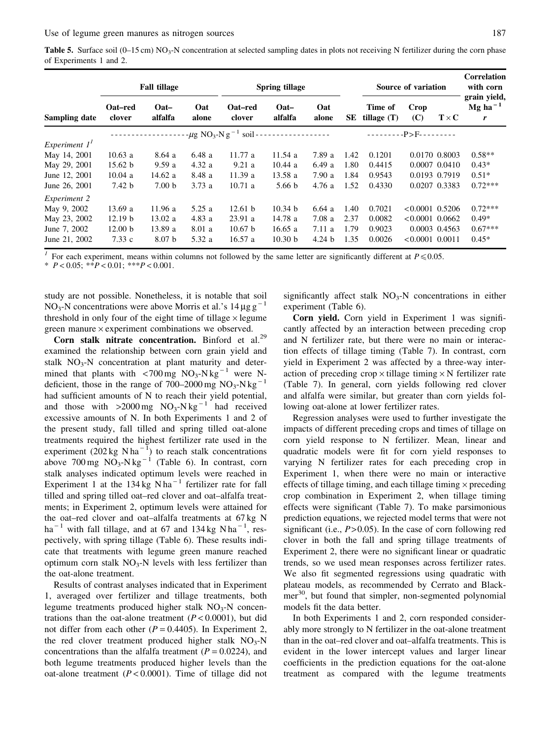**Table 5.** Surface soil (0–15 cm) $NO_3$-N concentration at selected sampling dates in plots not receiving N fertilizer during the corn phase of Experiments 1 and 2.

| Sampling date | Fall tillage | | | Spring tillage | | | SE | Source of variation | | | Correlation with corn grain yield, Mg ha$^{-1}$ |
|---|---|---|---|---|---|---|---|---|---|---|---|
| | Oat–red clover | Oat–alfalfa | Oat alone | Oat–red clover | Oat–alfalfa | Oat alone | | Time of tillage (T) | Crop (C) | T × C | $r$ |
| | $\mu$g $NO_3$-N g$^{-1}$ soil | | | | | | | P>F | | | |
| *Experiment 1*[1] | | | | | | | | | | | |
| May 14, 2001 | 10.63 a | 8.64 a | 6.48 a | 11.77 a | 11.54 a | 7.89 a | 1.42 | 0.1201 | 0.0170 | 0.8003 | 0.58** |
| May 29, 2001 | 15.62 b | 9.59 a | 4.32 a | 9.21 a | 10.44 a | 6.49 a | 1.80 | 0.4415 | 0.0007 | 0.0410 | 0.43* |
| June 12, 2001 | 10.04 a | 14.62 a | 8.48 a | 11.39 a | 13.58 a | 7.90 a | 1.84 | 0.9543 | 0.0193 | 0.7919 | 0.51* |
| June 26, 2001 | 7.42 b | 7.00 b | 3.73 a | 10.71 a | 5.66 b | 4.76 a | 1.52 | 0.4330 | 0.0207 | 0.3383 | 0.72*** |
| *Experiment 2* | | | | | | | | | | | |
| May 9, 2002 | 13.69 a | 11.96 a | 5.25 a | 12.61 b | 10.34 b | 6.64 a | 1.40 | 0.7021 | <0.0001 | 0.5206 | 0.72*** |
| May 23, 2002 | 12.19 b | 13.02 a | 4.83 a | 23.91 a | 14.78 a | 7.08 a | 2.37 | 0.0082 | <0.0001 | 0.0662 | 0.49* |
| June 7, 2002 | 12.00 b | 13.89 a | 8.01 a | 10.67 b | 16.65 a | 7.11 a | 1.79 | 0.9023 | 0.0003 | 0.4563 | 0.67*** |
| June 21, 2002 | 7.33 c | 8.07 b | 5.32 a | 16.57 a | 10.30 b | 4.24 b | 1.35 | 0.0026 | <0.0001 | 0.0011 | 0.45* |

[1] For each experiment, means within columns not followed by the same letter are significantly different at $P \leqslant 0.05$.
* $P < 0.05$; ** $P < 0.01$; *** $P < 0.001$.

study are not possible. Nonetheless, it is notable that soil $NO_3$-N concentrations were above Morris et al.'s 14 $\mu$g g$^{-1}$ threshold in only four of the eight time of tillage × legume green manure × experiment combinations we observed.

**Corn stalk nitrate concentration.** Binford et al.[29] examined the relationship between corn grain yield and stalk $NO_3$-N concentration at plant maturity and determined that plants with <700 mg $NO_3$-N kg$^{-1}$ were N-deficient, those in the range of 700–2000 mg $NO_3$-N kg$^{-1}$ had sufficient amounts of N to reach their yield potential, and those with >2000 mg $NO_3$-N kg$^{-1}$ had received excessive amounts of N. In both Experiments 1 and 2 of the present study, fall tilled and spring tilled oat-alone treatments required the highest fertilizer rate used in the experiment (202 kg N ha$^{-1}$) to reach stalk concentrations above 700 mg $NO_3$-N kg$^{-1}$ (Table 6). In contrast, corn stalk analyses indicated optimum levels were reached in Experiment 1 at the 134 kg N ha$^{-1}$ fertilizer rate for fall tilled and spring tilled oat–red clover and oat–alfalfa treatments; in Experiment 2, optimum levels were attained for the oat–red clover and oat–alfalfa treatments at 67 kg N ha$^{-1}$ with fall tillage, and at 67 and 134 kg N ha$^{-1}$, respectively, with spring tillage (Table 6). These results indicate that treatments with legume green manure reached optimum corn stalk $NO_3$-N levels with less fertilizer than the oat-alone treatment.

Results of contrast analyses indicated that in Experiment 1, averaged over fertilizer and tillage treatments, both legume treatments produced higher stalk $NO_3$-N concentrations than the oat-alone treatment ($P < 0.0001$), but did not differ from each other ($P = 0.4405$). In Experiment 2, the red clover treatment produced higher stalk $NO_3$-N concentrations than the alfalfa treatment ($P = 0.0224$), and both legume treatments produced higher levels than the oat-alone treatment ($P < 0.0001$). Time of tillage did not significantly affect stalk $NO_3$-N concentrations in either experiment (Table 6).

**Corn yield.** Corn yield in Experiment 1 was significantly affected by an interaction between preceding crop and N fertilizer rate, but there were no main or interaction effects of tillage timing (Table 7). In contrast, corn yield in Experiment 2 was affected by a three-way interaction of preceding crop × tillage timing × N fertilizer rate (Table 7). In general, corn yields following red clover and alfalfa were similar, but greater than corn yields following oat-alone at lower fertilizer rates.

Regression analyses were used to further investigate the impacts of different preceding crops and times of tillage on corn yield response to N fertilizer. Mean, linear and quadratic models were fit for corn yield responses to varying N fertilizer rates for each preceding crop in Experiment 1, when there were no main or interactive effects of tillage timing, and each tillage timing × preceding crop combination in Experiment 2, when tillage timing effects were significant (Table 7). To make parsimonious prediction equations, we rejected model terms that were not significant (i.e., $P > 0.05$). In the case of corn following red clover in both the fall and spring tillage treatments of Experiment 2, there were no significant linear or quadratic trends, so we used mean responses across fertilizer rates. We also fit segmented regressions using quadratic with plateau models, as recommended by Cerrato and Blackmer[30], but found that simpler, non-segmented polynomial models fit the data better.

In both Experiments 1 and 2, corn responded considerably more strongly to N fertilizer in the oat-alone treatment than in the oat–red clover and oat–alfalfa treatments. This is evident in the lower intercept values and larger linear coefficients in the prediction equations for the oat-alone treatment as compared with the legume treatments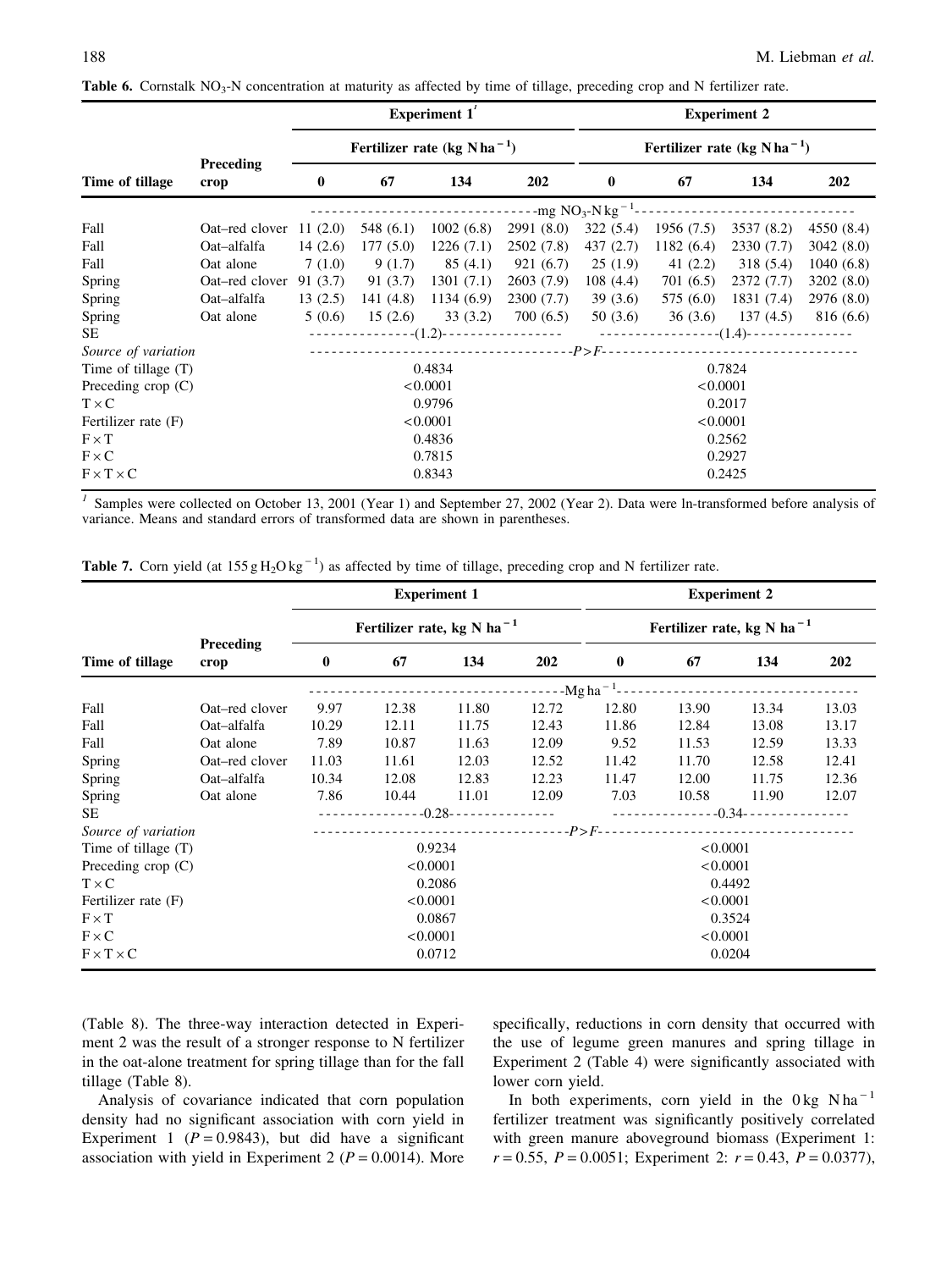**Table 6.** Cornstalk $NO_3$-N concentration at maturity as affected by time of tillage, preceding crop and N fertilizer rate.

| Time of tillage | Preceding crop | Experiment 1[1] | | | | Experiment 2 | | | |
|---|---|---|---|---|---|---|---|---|---|
| | | Fertilizer rate (kg N $ha^{-1}$) | | | | Fertilizer rate (kg N $ha^{-1}$) | | | |
| | | 0 | 67 | 134 | 202 | 0 | 67 | 134 | 202 |
| | | mg $NO_3$-N $kg^{-1}$ | | | | | | | |
| Fall | Oat–red clover | 11 (2.0) | 548 (6.1) | 1002 (6.8) | 2991 (8.0) | 322 (5.4) | 1956 (7.5) | 3537 (8.2) | 4550 (8.4) |
| Fall | Oat–alfalfa | 14 (2.6) | 177 (5.0) | 1226 (7.1) | 2502 (7.8) | 437 (2.7) | 1182 (6.4) | 2330 (7.7) | 3042 (8.0) |
| Fall | Oat alone | 7 (1.0) | 9 (1.7) | 85 (4.1) | 921 (6.7) | 25 (1.9) | 41 (2.2) | 318 (5.4) | 1040 (6.8) |
| Spring | Oat–red clover | 91 (3.7) | 91 (3.7) | 1301 (7.1) | 2603 (7.9) | 108 (4.4) | 701 (6.5) | 2372 (7.7) | 3202 (8.0) |
| Spring | Oat–alfalfa | 13 (2.5) | 141 (4.8) | 1134 (6.9) | 2300 (7.7) | 39 (3.6) | 575 (6.0) | 1831 (7.4) | 2976 (8.0) |
| Spring | Oat alone | 5 (0.6) | 15 (2.6) | 33 (3.2) | 700 (6.5) | 50 (3.6) | 36 (3.6) | 137 (4.5) | 816 (6.6) |
| SE | | (1.2) | | | | (1.4) | | | |
| *Source of variation* | | $P > F$ | | | | | | | |
| Time of tillage (T) | | 0.4834 | | | | 0.7824 | | | |
| Preceding crop (C) | | <0.0001 | | | | <0.0001 | | | |
| T × C | | 0.9796 | | | | 0.2017 | | | |
| Fertilizer rate (F) | | <0.0001 | | | | <0.0001 | | | |
| F × T | | 0.4836 | | | | 0.2562 | | | |
| F × C | | 0.7815 | | | | 0.2927 | | | |
| F × T × C | | 0.8343 | | | | 0.2425 | | | |

[1] Samples were collected on October 13, 2001 (Year 1) and September 27, 2002 (Year 2). Data were ln-transformed before analysis of variance. Means and standard errors of transformed data are shown in parentheses.

**Table 7.** Corn yield (at 155 g $H_2O$ $kg^{-1}$) as affected by time of tillage, preceding crop and N fertilizer rate.

| Time of tillage | Preceding crop | Experiment 1 | | | | Experiment 2 | | | |
|---|---|---|---|---|---|---|---|---|---|
| | | Fertilizer rate, kg N $ha^{-1}$ | | | | Fertilizer rate, kg N $ha^{-1}$ | | | |
| | | 0 | 67 | 134 | 202 | 0 | 67 | 134 | 202 |
| | | Mg $ha^{-1}$ | | | | | | | |
| Fall | Oat–red clover | 9.97 | 12.38 | 11.80 | 12.72 | 12.80 | 13.90 | 13.34 | 13.03 |
| Fall | Oat–alfalfa | 10.29 | 12.11 | 11.75 | 12.43 | 11.86 | 12.84 | 13.08 | 13.17 |
| Fall | Oat alone | 7.89 | 10.87 | 11.63 | 12.09 | 9.52 | 11.53 | 12.59 | 13.33 |
| Spring | Oat–red clover | 11.03 | 11.61 | 12.03 | 12.52 | 11.42 | 11.70 | 12.58 | 12.41 |
| Spring | Oat–alfalfa | 10.34 | 12.08 | 12.83 | 12.23 | 11.47 | 12.00 | 11.75 | 12.36 |
| Spring | Oat alone | 7.86 | 10.44 | 11.01 | 12.09 | 7.03 | 10.58 | 11.90 | 12.07 |
| SE | | 0.28 | | | | 0.34 | | | |
| *Source of variation* | | $P > F$ | | | | | | | |
| Time of tillage (T) | | 0.9234 | | | | <0.0001 | | | |
| Preceding crop (C) | | <0.0001 | | | | <0.0001 | | | |
| T × C | | 0.2086 | | | | 0.4492 | | | |
| Fertilizer rate (F) | | <0.0001 | | | | <0.0001 | | | |
| F × T | | 0.0867 | | | | 0.3524 | | | |
| F × C | | <0.0001 | | | | <0.0001 | | | |
| F × T × C | | 0.0712 | | | | 0.0204 | | | |

(Table 8). The three-way interaction detected in Experiment 2 was the result of a stronger response to N fertilizer in the oat-alone treatment for spring tillage than for the fall tillage (Table 8).

Analysis of covariance indicated that corn population density had no significant association with corn yield in Experiment 1 ($P = 0.9843$), but did have a significant association with yield in Experiment 2 ($P = 0.0014$). More specifically, reductions in corn density that occurred with the use of legume green manures and spring tillage in Experiment 2 (Table 4) were significantly associated with lower corn yield.

In both experiments, corn yield in the 0 kg N $ha^{-1}$ fertilizer treatment was significantly positively correlated with green manure aboveground biomass (Experiment 1: $r = 0.55$, $P = 0.0051$; Experiment 2: $r = 0.43$, $P = 0.0377$),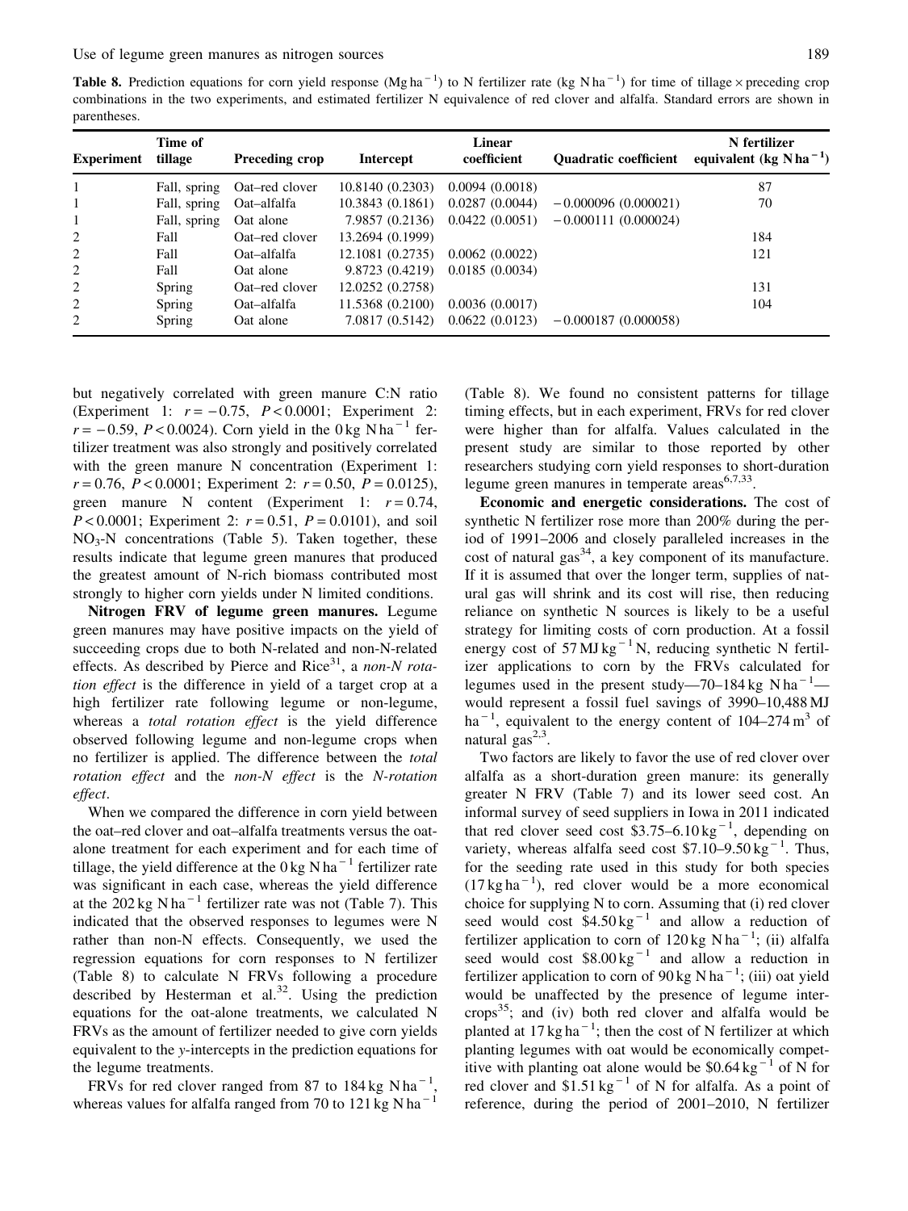**Table 8.** Prediction equations for corn yield response ($Mg\,ha^{-1}$) to N fertilizer rate ($kg\,N\,ha^{-1}$) for time of tillage × preceding crop combinations in the two experiments, and estimated fertilizer N equivalence of red clover and alfalfa. Standard errors are shown in parentheses.

| Experiment | Time of tillage | Preceding crop | Intercept | Linear coefficient | Quadratic coefficient | N fertilizer equivalent ($kg\,N\,ha^{-1}$) |
|---|---|---|---|---|---|---|
| 1 | Fall, spring | Oat–red clover | 10.8140 (0.2303) | 0.0094 (0.0018) | | 87 |
| 1 | Fall, spring | Oat–alfalfa | 10.3843 (0.1861) | 0.0287 (0.0044) | −0.000096 (0.000021) | 70 |
| 1 | Fall, spring | Oat alone | 7.9857 (0.2136) | 0.0422 (0.0051) | −0.000111 (0.000024) | |
| 2 | Fall | Oat–red clover | 13.2694 (0.1999) | | | 184 |
| 2 | Fall | Oat–alfalfa | 12.1081 (0.2735) | 0.0062 (0.0022) | | 121 |
| 2 | Fall | Oat alone | 9.8723 (0.4219) | 0.0185 (0.0034) | | |
| 2 | Spring | Oat–red clover | 12.0252 (0.2758) | | | 131 |
| 2 | Spring | Oat–alfalfa | 11.5368 (0.2100) | 0.0036 (0.0017) | | 104 |
| 2 | Spring | Oat alone | 7.0817 (0.5142) | 0.0622 (0.0123) | −0.000187 (0.000058) | |

but negatively correlated with green manure C:N ratio (Experiment 1: $r = -0.75$, $P < 0.0001$; Experiment 2: $r = -0.59$, $P < 0.0024$). Corn yield in the $0\,kg\,N\,ha^{-1}$ fertilizer treatment was also strongly and positively correlated with the green manure N concentration (Experiment 1: $r = 0.76$, $P < 0.0001$; Experiment 2: $r = 0.50$, $P = 0.0125$), green manure N content (Experiment 1: $r = 0.74$, $P < 0.0001$; Experiment 2: $r = 0.51$, $P = 0.0101$), and soil $NO_3$-N concentrations (Table 5). Taken together, these results indicate that legume green manures that produced the greatest amount of N-rich biomass contributed most strongly to higher corn yields under N limited conditions.

**Nitrogen FRV of legume green manures.** Legume green manures may have positive impacts on the yield of succeeding crops due to both N-related and non-N-related effects. As described by Pierce and Rice[31], a *non-N rotation effect* is the difference in yield of a target crop at a high fertilizer rate following legume or non-legume, whereas a *total rotation effect* is the yield difference observed following legume and non-legume crops when no fertilizer is applied. The difference between the *total rotation effect* and the *non-N effect* is the *N-rotation effect*.

When we compared the difference in corn yield between the oat–red clover and oat–alfalfa treatments versus the oat-alone treatment for each experiment and for each time of tillage, the yield difference at the $0\,kg\,N\,ha^{-1}$ fertilizer rate was significant in each case, whereas the yield difference at the $202\,kg\,N\,ha^{-1}$ fertilizer rate was not (Table 7). This indicated that the observed responses to legumes were N rather than non-N effects. Consequently, we used the regression equations for corn responses to N fertilizer (Table 8) to calculate N FRVs following a procedure described by Hesterman et al.[32]. Using the prediction equations for the oat-alone treatments, we calculated N FRVs as the amount of fertilizer needed to give corn yields equivalent to the *y*-intercepts in the prediction equations for the legume treatments.

FRVs for red clover ranged from 87 to $184\,kg\,N\,ha^{-1}$, whereas values for alfalfa ranged from 70 to $121\,kg\,N\,ha^{-1}$ (Table 8). We found no consistent patterns for tillage timing effects, but in each experiment, FRVs for red clover were higher than for alfalfa. Values calculated in the present study are similar to those reported by other researchers studying corn yield responses to short-duration legume green manures in temperate areas[6,7,33].

**Economic and energetic considerations.** The cost of synthetic N fertilizer rose more than 200% during the period of 1991–2006 and closely paralleled increases in the cost of natural gas[34], a key component of its manufacture. If it is assumed that over the longer term, supplies of natural gas will shrink and its cost will rise, then reducing reliance on synthetic N sources is likely to be a useful strategy for limiting costs of corn production. At a fossil energy cost of $57\,MJ\,kg^{-1}$ N, reducing synthetic N fertilizer applications to corn by the FRVs calculated for legumes used in the present study—70–184 $kg\,N\,ha^{-1}$—would represent a fossil fuel savings of 3990–10,488 MJ $ha^{-1}$, equivalent to the energy content of 104–274 $m^3$ of natural gas[2,3].

Two factors are likely to favor the use of red clover over alfalfa as a short-duration green manure: its generally greater N FRV (Table 7) and its lower seed cost. An informal survey of seed suppliers in Iowa in 2011 indicated that red clover seed cost \$3.75–6.10 $kg^{-1}$, depending on variety, whereas alfalfa seed cost \$7.10–9.50 $kg^{-1}$. Thus, for the seeding rate used in this study for both species ($17\,kg\,ha^{-1}$), red clover would be a more economical choice for supplying N to corn. Assuming that (i) red clover seed would cost \$4.50 $kg^{-1}$ and allow a reduction of fertilizer application to corn of $120\,kg\,N\,ha^{-1}$; (ii) alfalfa seed would cost \$8.00 $kg^{-1}$ and allow a reduction in fertilizer application to corn of $90\,kg\,N\,ha^{-1}$; (iii) oat yield would be unaffected by the presence of legume intercrops[35]; and (iv) both red clover and alfalfa would be planted at $17\,kg\,ha^{-1}$; then the cost of N fertilizer at which planting legumes with oat would be economically competitive with planting oat alone would be \$0.64 $kg^{-1}$ of N for red clover and \$1.51 $kg^{-1}$ of N for alfalfa. As a point of reference, during the period of 2001–2010, N fertilizer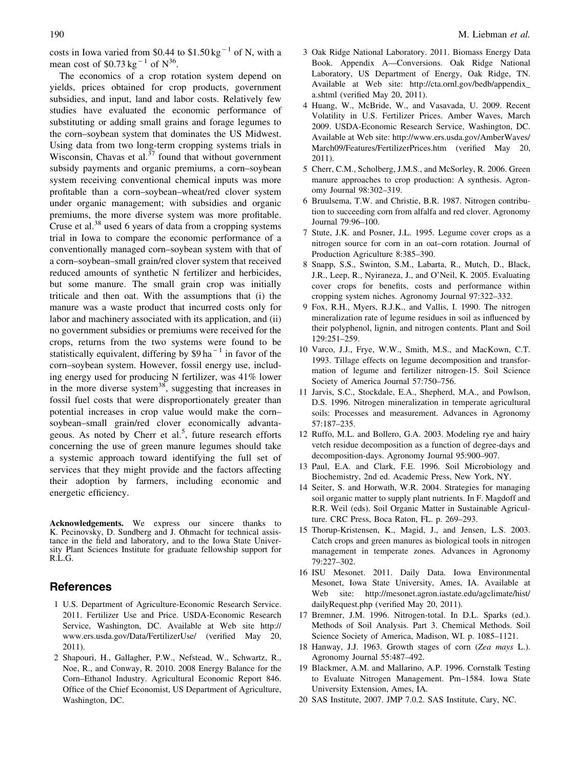costs in Iowa varied from \$0.44 to \$1.50 $kg^{-1}$ of N, with a mean cost of \$0.73 $kg^{-1}$ of N[36].

The economics of a crop rotation system depend on yields, prices obtained for crop products, government subsidies, and input, land and labor costs. Relatively few studies have evaluated the economic performance of substituting or adding small grains and forage legumes to the corn–soybean system that dominates the US Midwest. Using data from two long-term cropping systems trials in Wisconsin, Chavas et al.[37] found that without government subsidy payments and organic premiums, a corn–soybean system receiving conventional chemical inputs was more profitable than a corn–soybean–wheat/red clover system under organic management; with subsidies and organic premiums, the more diverse system was more profitable. Cruse et al.[38] used 6 years of data from a cropping systems trial in Iowa to compare the economic performance of a conventionally managed corn–soybean system with that of a corn–soybean–small grain/red clover system that received reduced amounts of synthetic N fertilizer and herbicides, but some manure. The small grain crop was initially triticale and then oat. With the assumptions that (i) the manure was a waste product that incurred costs only for labor and machinery associated with its application, and (ii) no government subsidies or premiums were received for the crops, returns from the two systems were found to be statistically equivalent, differing by \$9 $ha^{-1}$ in favor of the corn–soybean system. However, fossil energy use, including energy used for producing N fertilizer, was 41% lower in the more diverse system[38], suggesting that increases in fossil fuel costs that were disproportionately greater than potential increases in crop value would make the corn–soybean–small grain/red clover economically advantageous. As noted by Cherr et al.[5], future research efforts concerning the use of green manure legumes should take a systemic approach toward identifying the full set of services that they might provide and the factors affecting their adoption by farmers, including economic and energetic efficiency.

**Acknowledgements.** We express our sincere thanks to K. Pecinovsky, D. Sundberg and J. Ohmacht for technical assistance in the field and laboratory, and to the Iowa State University Plant Sciences Institute for graduate fellowship support for R.L.G.

## References

1 U.S. Department of Agriculture-Economic Research Service. 2011. Fertilizer Use and Price. USDA-Economic Research Service, Washington, DC. Available at Web site http://www.ers.usda.gov/Data/FertilizerUse/ (verified May 20, 2011).

2 Shapouri, H., Gallagher, P.W., Nefstead, W., Schwartz, R., Noe, R., and Conway, R. 2010. 2008 Energy Balance for the Corn–Ethanol Industry. Agricultural Economic Report 846. Office of the Chief Economist, US Department of Agriculture, Washington, DC.

3 Oak Ridge National Laboratory. 2011. Biomass Energy Data Book. Appendix A—Conversions. Oak Ridge National Laboratory, US Department of Energy, Oak Ridge, TN. Available at Web site: http://cta.ornl.gov/bedb/appendix_a.shtml (verified May 20, 2011).

4 Huang, W., McBride, W., and Vasavada, U. 2009. Recent Volatility in U.S. Fertilizer Prices. Amber Waves, March 2009. USDA-Economic Research Service, Washington, DC. Available at Web site: http://www.ers.usda.gov/AmberWaves/March09/Features/FertilizerPrices.htm (verified May 20, 2011).

5 Cherr, C.M., Scholberg, J.M.S., and McSorley, R. 2006. Green manure approaches to crop production: A synthesis. Agronomy Journal 98:302–319.

6 Bruulsema, T.W. and Christie, B.R. 1987. Nitrogen contribution to succeeding corn from alfalfa and red clover. Agronomy Journal 79:96–100.

7 Stute, J.K. and Posner, J.L. 1995. Legume cover crops as a nitrogen source for corn in an oat–corn rotation. Journal of Production Agriculture 8:385–390.

8 Snapp, S.S., Swinton, S.M., Labarta, R., Mutch, D., Black, J.R., Leep, R., Nyiraneza, J., and O'Neil, K. 2005. Evaluating cover crops for benefits, costs and performance within cropping system niches. Agronomy Journal 97:322–332.

9 Fox, R.H., Myers, R.J.K., and Vallis, I. 1990. The nitrogen mineralization rate of legume residues in soil as influenced by their polyphenol, lignin, and nitrogen contents. Plant and Soil 129:251–259.

10 Varco, J.J., Frye, W.W., Smith, M.S., and MacKown, C.T. 1993. Tillage effects on legume decomposition and transformation of legume and fertilizer nitrogen-15. Soil Science Society of America Journal 57:750–756.

11 Jarvis, S.C., Stockdale, E.A., Shepherd, M.A., and Powlson, D.S. 1996. Nitrogen mineralization in temperate agricultural soils: Processes and measurement. Advances in Agronomy 57:187–235.

12 Ruffo, M.L. and Bollero, G.A. 2003. Modeling rye and hairy vetch residue decomposition as a function of degree-days and decomposition-days. Agronomy Journal 95:900–907.

13 Paul, E.A. and Clark, F.E. 1996. Soil Microbiology and Biochemistry, 2nd ed. Academic Press, New York, NY.

14 Seiter, S. and Horwath, W.R. 2004. Strategies for managing soil organic matter to supply plant nutrients. In F. Magdoff and R.R. Weil (eds). Soil Organic Matter in Sustainable Agriculture. CRC Press, Boca Raton, FL. p. 269–293.

15 Thorup-Kristensen, K., Magid, J., and Jensen, L.S. 2003. Catch crops and green manures as biological tools in nitrogen management in temperate zones. Advances in Agronomy 79:227–302.

16 ISU Mesonet. 2011. Daily Data. Iowa Environmental Mesonet, Iowa State University, Ames, IA. Available at Web site: http://mesonet.agron.iastate.edu/agclimate/hist/dailyRequest.php (verified May 20, 2011).

17 Bremner, J.M. 1996. Nitrogen-total. In D.L. Sparks (ed.). Methods of Soil Analysis. Part 3. Chemical Methods. Soil Science Society of America, Madison, WI. p. 1085–1121.

18 Hanway, J.J. 1963. Growth stages of corn (*Zea mays* L.). Agronomy Journal 55:487–492.

19 Blackmer, A.M. and Mallarino, A.P. 1996. Cornstalk Testing to Evaluate Nitrogen Management. Pm–1584. Iowa State University Extension, Ames, IA.

20 SAS Institute, 2007. JMP 7.0.2. SAS Institute, Cary, NC.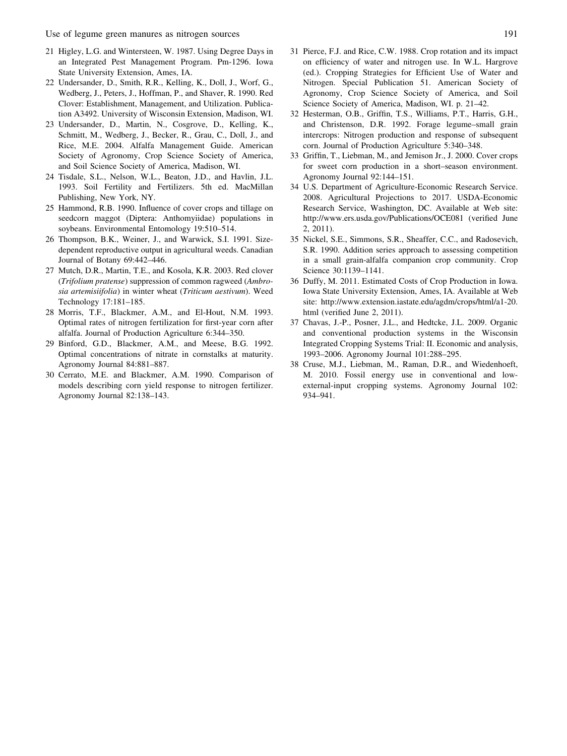21 Higley, L.G. and Wintersteen, W. 1987. Using Degree Days in an Integrated Pest Management Program. Pm-1296. Iowa State University Extension, Ames, IA.

22 Undersander, D., Smith, R.R., Kelling, K., Doll, J., Worf, G., Wedberg, J., Peters, J., Hoffman, P., and Shaver, R. 1990. Red Clover: Establishment, Management, and Utilization. Publication A3492. University of Wisconsin Extension, Madison, WI.

23 Undersander, D., Martin, N., Cosgrove, D., Kelling, K., Schmitt, M., Wedberg, J., Becker, R., Grau, C., Doll, J., and Rice, M.E. 2004. Alfalfa Management Guide. American Society of Agronomy, Crop Science Society of America, and Soil Science Society of America, Madison, WI.

24 Tisdale, S.L., Nelson, W.L., Beaton, J.D., and Havlin, J.L. 1993. Soil Fertility and Fertilizers. 5th ed. MacMillan Publishing, New York, NY.

25 Hammond, R.B. 1990. Influence of cover crops and tillage on seedcorn maggot (Diptera: Anthomyiidae) populations in soybeans. Environmental Entomology 19:510–514.

26 Thompson, B.K., Weiner, J., and Warwick, S.I. 1991. Size-dependent reproductive output in agricultural weeds. Canadian Journal of Botany 69:442–446.

27 Mutch, D.R., Martin, T.E., and Kosola, K.R. 2003. Red clover (*Trifolium pratense*) suppression of common ragweed (*Ambrosia artemisiifolia*) in winter wheat (*Triticum aestivum*). Weed Technology 17:181–185.

28 Morris, T.F., Blackmer, A.M., and El-Hout, N.M. 1993. Optimal rates of nitrogen fertilization for first-year corn after alfalfa. Journal of Production Agriculture 6:344–350.

29 Binford, G.D., Blackmer, A.M., and Meese, B.G. 1992. Optimal concentrations of nitrate in cornstalks at maturity. Agronomy Journal 84:881–887.

30 Cerrato, M.E. and Blackmer, A.M. 1990. Comparison of models describing corn yield response to nitrogen fertilizer. Agronomy Journal 82:138–143.

31 Pierce, F.J. and Rice, C.W. 1988. Crop rotation and its impact on efficiency of water and nitrogen use. In W.L. Hargrove (ed.). Cropping Strategies for Efficient Use of Water and Nitrogen. Special Publication 51. American Society of Agronomy, Crop Science Society of America, and Soil Science Society of America, Madison, WI. p. 21–42.

32 Hesterman, O.B., Griffin, T.S., Williams, P.T., Harris, G.H., and Christenson, D.R. 1992. Forage legume–small grain intercrops: Nitrogen production and response of subsequent corn. Journal of Production Agriculture 5:340–348.

33 Griffin, T., Liebman, M., and Jemison Jr., J. 2000. Cover crops for sweet corn production in a short–season environment. Agronomy Journal 92:144–151.

34 U.S. Department of Agriculture-Economic Research Service. 2008. Agricultural Projections to 2017. USDA-Economic Research Service, Washington, DC. Available at Web site: http://www.ers.usda.gov/Publications/OCE081 (verified June 2, 2011).

35 Nickel, S.E., Simmons, S.R., Sheaffer, C.C., and Radosevich, S.R. 1990. Addition series approach to assessing competition in a small grain-alfalfa companion crop community. Crop Science 30:1139–1141.

36 Duffy, M. 2011. Estimated Costs of Crop Production in Iowa. Iowa State University Extension, Ames, IA. Available at Web site: http://www.extension.iastate.edu/agdm/crops/html/a1-20.html (verified June 2, 2011).

37 Chavas, J.-P., Posner, J.L., and Hedtcke, J.L. 2009. Organic and conventional production systems in the Wisconsin Integrated Cropping Systems Trial: II. Economic and analysis, 1993–2006. Agronomy Journal 101:288–295.

38 Cruse, M.J., Liebman, M., Raman, D.R., and Wiedenhoeft, M. 2010. Fossil energy use in conventional and low-external-input cropping systems. Agronomy Journal 102: 934–941.